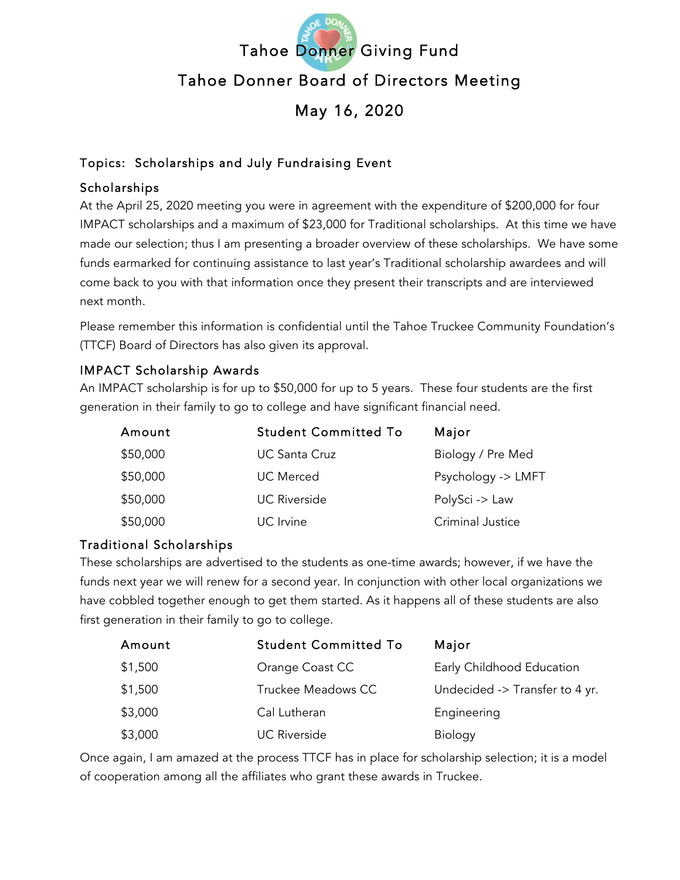# Tahoe Donner Giving Fund

## Tahoe Donner Board of Directors Meeting

## May 16, 2020

### Topics: Scholarships and July Fundraising Event

### Scholarships

At the April 25, 2020 meeting you were in agreement with the expenditure of $200,000 for four IMPACT scholarships and a maximum of $23,000 for Traditional scholarships. At this time we have made our selection; thus I am presenting a broader overview of these scholarships. We have some funds earmarked for continuing assistance to last year's Traditional scholarship awardees and will come back to you with that information once they present their transcripts and are interviewed next month.

Please remember this information is confidential until the Tahoe Truckee Community Foundation's (TTCF) Board of Directors has also given its approval.

### IMPACT Scholarship Awards

An IMPACT scholarship is for up to $50,000 for up to 5 years. These four students are the first generation in their family to go to college and have significant financial need.

| Amount | Student Committed To | Major |
|---|---|---|
| $50,000 | UC Santa Cruz | Biology / Pre Med |
| $50,000 | UC Merced | Psychology -> LMFT |
| $50,000 | UC Riverside | PolySci -> Law |
| $50,000 | UC Irvine | Criminal Justice |

### Traditional Scholarships

These scholarships are advertised to the students as one-time awards; however, if we have the funds next year we will renew for a second year. In conjunction with other local organizations we have cobbled together enough to get them started. As it happens all of these students are also first generation in their family to go to college.

| Amount | Student Committed To | Major |
|---|---|---|
| $1,500 | Orange Coast CC | Early Childhood Education |
| $1,500 | Truckee Meadows CC | Undecided -> Transfer to 4 yr. |
| $3,000 | Cal Lutheran | Engineering |
| $3,000 | UC Riverside | Biology |

Once again, I am amazed at the process TTCF has in place for scholarship selection; it is a model of cooperation among all the affiliates who grant these awards in Truckee.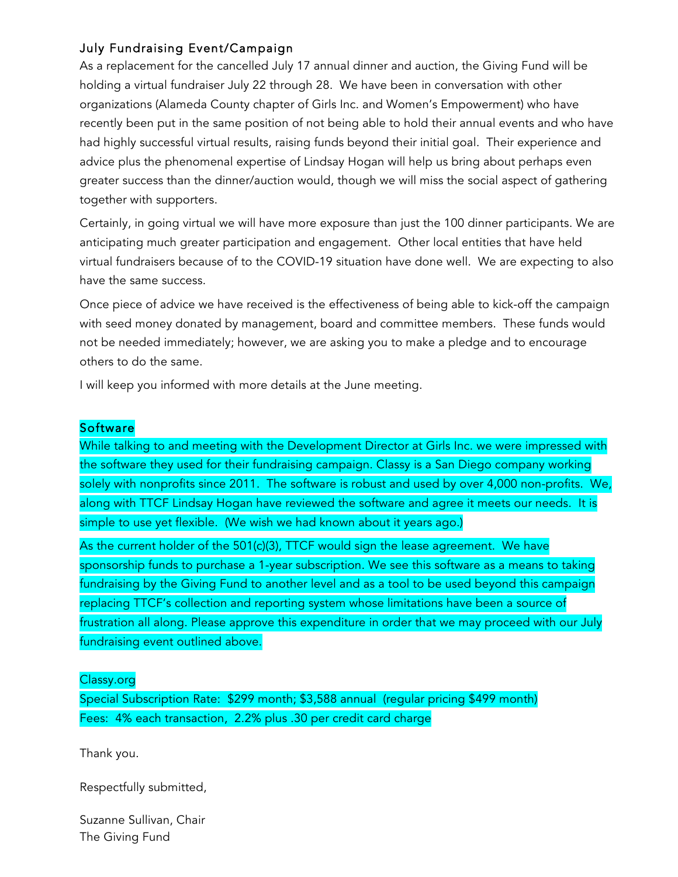## July Fundraising Event/Campaign

As a replacement for the cancelled July 17 annual dinner and auction, the Giving Fund will be holding a virtual fundraiser July 22 through 28. We have been in conversation with other organizations (Alameda County chapter of Girls Inc. and Women's Empowerment) who have recently been put in the same position of not being able to hold their annual events and who have had highly successful virtual results, raising funds beyond their initial goal. Their experience and advice plus the phenomenal expertise of Lindsay Hogan will help us bring about perhaps even greater success than the dinner/auction would, though we will miss the social aspect of gathering together with supporters.

Certainly, in going virtual we will have more exposure than just the 100 dinner participants. We are anticipating much greater participation and engagement. Other local entities that have held virtual fundraisers because of to the COVID-19 situation have done well. We are expecting to also have the same success.

Once piece of advice we have received is the effectiveness of being able to kick-off the campaign with seed money donated by management, board and committee members. These funds would not be needed immediately; however, we are asking you to make a pledge and to encourage others to do the same.

I will keep you informed with more details at the June meeting.

## Software

While talking to and meeting with the Development Director at Girls Inc. we were impressed with the software they used for their fundraising campaign. Classy is a San Diego company working solely with nonprofits since 2011. The software is robust and used by over 4,000 non-profits. We, along with TTCF Lindsay Hogan have reviewed the software and agree it meets our needs. It is simple to use yet flexible. (We wish we had known about it years ago.)

As the current holder of the 501(c)(3), TTCF would sign the lease agreement. We have sponsorship funds to purchase a 1-year subscription. We see this software as a means to taking fundraising by the Giving Fund to another level and as a tool to be used beyond this campaign replacing TTCF's collection and reporting system whose limitations have been a source of frustration all along. Please approve this expenditure in order that we may proceed with our July fundraising event outlined above.

Classy.org
Special Subscription Rate: $299 month; $3,588 annual (regular pricing $499 month)
Fees: 4% each transaction, 2.2% plus .30 per credit card charge

Thank you.

Respectfully submitted,

Suzanne Sullivan, Chair
The Giving Fund